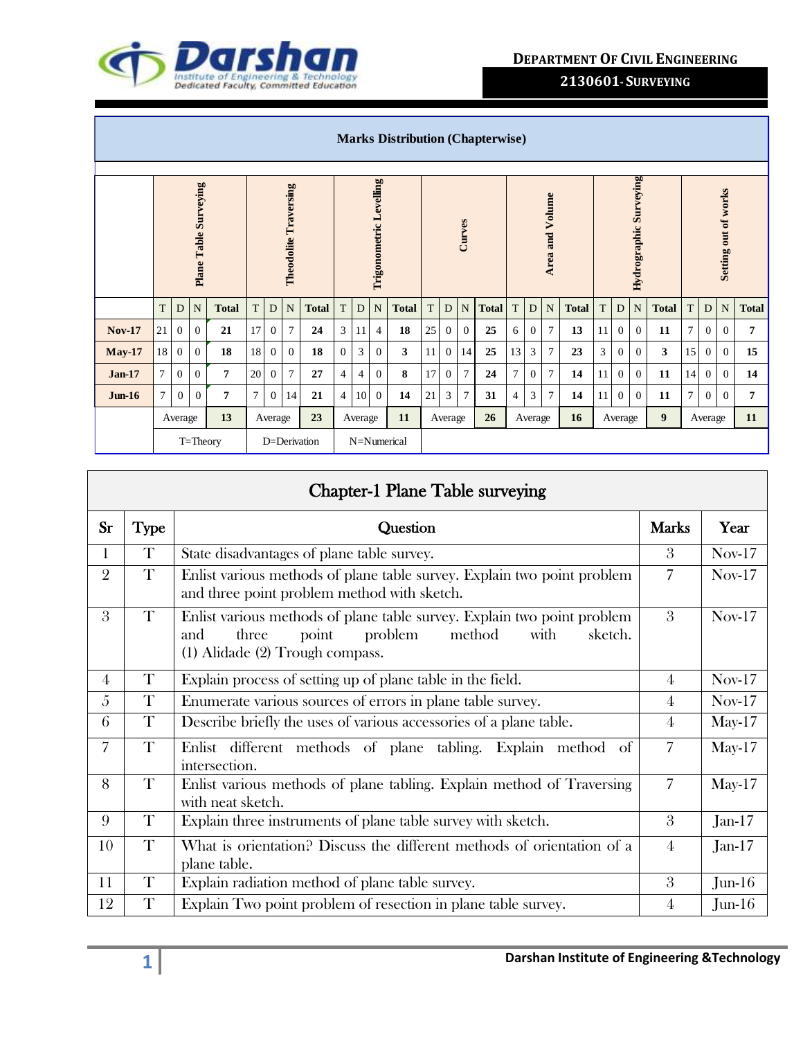## Marks Distribution (Chapterwise)

| | Plane Table Surveying | | | | Theodolite Traversing | | | | Trigonometric Levelling | | | | Curves | | | | Area and Volume | | | | Hydrographic Surveying | | | | Setting out of works | | | |
|---|---|---|---|---|---|---|---|---|---|---|---|---|---|---|---|---|---|---|---|---|---|---|---|---|---|---|---|---|
| | T | D | N | Total | T | D | N | Total | T | D | N | Total | T | D | N | Total | T | D | N | Total | T | D | N | Total | T | D | N | Total |
| **Nov-17** | 21 | 0 | 0 | **21** | 17 | 0 | 7 | **24** | 3 | 11 | 4 | **18** | 25 | 0 | 0 | **25** | 6 | 0 | 7 | **13** | 11 | 0 | 0 | **11** | 7 | 0 | 0 | **7** |
| **May-17** | 18 | 0 | 0 | **18** | 18 | 0 | 0 | **18** | 0 | 3 | 0 | **3** | 11 | 0 | 14 | **25** | 13 | 3 | 7 | **23** | 3 | 0 | 0 | **3** | 15 | 0 | 0 | **15** |
| **Jan-17** | 7 | 0 | 0 | **7** | 20 | 0 | 7 | **27** | 4 | 4 | 0 | **8** | 17 | 0 | 7 | **24** | 7 | 0 | 7 | **14** | 11 | 0 | 0 | **11** | 14 | 0 | 0 | **14** |
| **Jun-16** | 7 | 0 | 0 | **7** | 7 | 0 | 14 | **21** | 4 | 10 | 0 | **14** | 21 | 3 | 7 | **31** | 4 | 3 | 7 | **14** | 11 | 0 | 0 | **11** | 7 | 0 | 0 | **7** |
| | Average | | | **13** | Average | | | **23** | Average | | | **11** | Average | | | **26** | Average | | | **16** | Average | | | **9** | Average | | | **11** |
| | T=Theory | | | | D=Derivation | | | | N=Numerical | | | | | | | | | | | | | | | | | | | |

## Chapter-1 Plane Table surveying

| Sr | Type | Question | Marks | Year |
|---|---|---|---|---|
| 1 | T | State disadvantages of plane table survey. | 3 | Nov-17 |
| 2 | T | Enlist various methods of plane table survey. Explain two point problem and three point problem method with sketch. | 7 | Nov-17 |
| 3 | T | Enlist various methods of plane table survey. Explain two point problem and three point problem method with sketch. (1) Alidade (2) Trough compass. | 3 | Nov-17 |
| 4 | T | Explain process of setting up of plane table in the field. | 4 | Nov-17 |
| 5 | T | Enumerate various sources of errors in plane table survey. | 4 | Nov-17 |
| 6 | T | Describe briefly the uses of various accessories of a plane table. | 4 | May-17 |
| 7 | T | Enlist different methods of plane tabling. Explain method of intersection. | 7 | May-17 |
| 8 | T | Enlist various methods of plane tabling. Explain method of Traversing with neat sketch. | 7 | May-17 |
| 9 | T | Explain three instruments of plane table survey with sketch. | 3 | Jan-17 |
| 10 | T | What is orientation? Discuss the different methods of orientation of a plane table. | 4 | Jan-17 |
| 11 | T | Explain radiation method of plane table survey. | 3 | Jun-16 |
| 12 | T | Explain Two point problem of resection in plane table survey. | 4 | Jun-16 |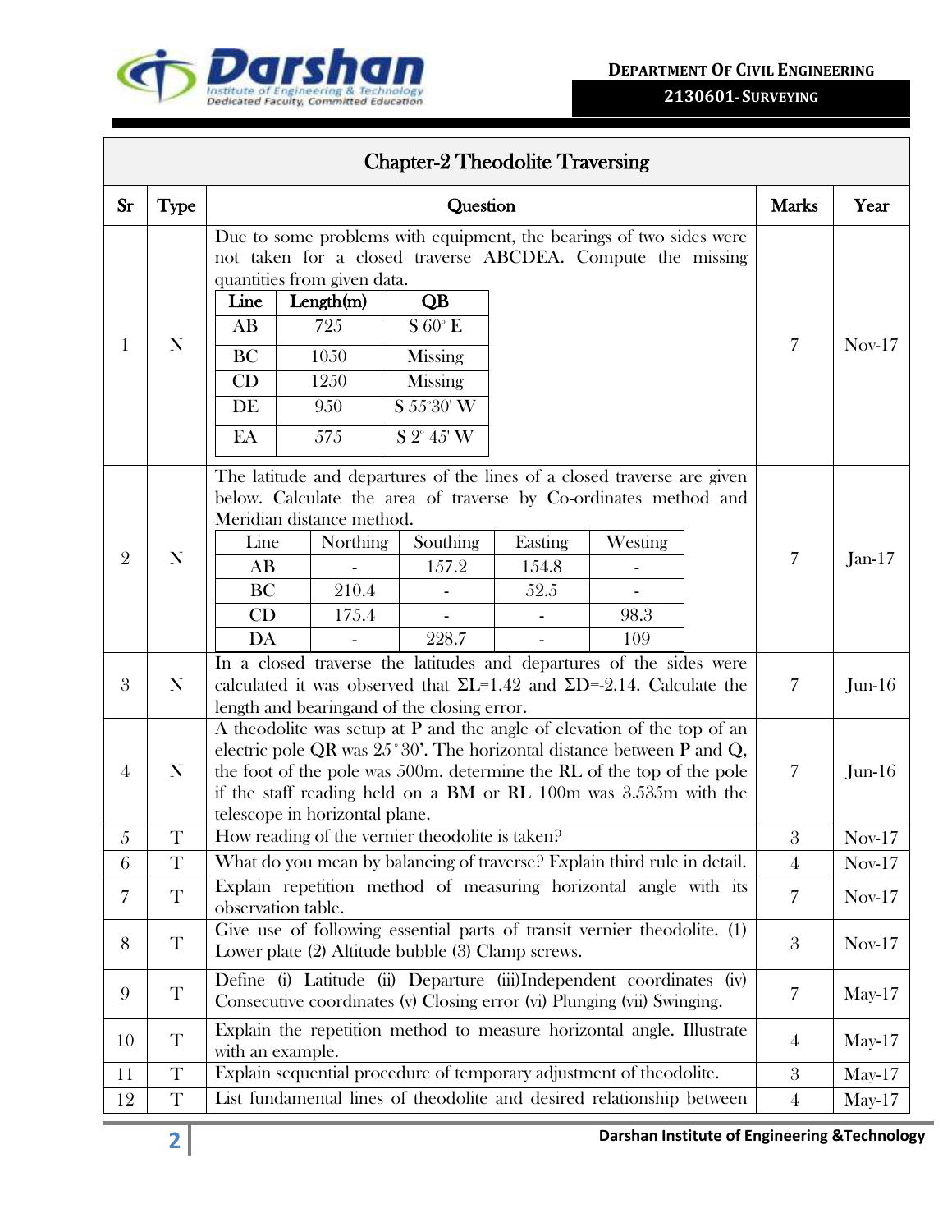## Chapter-2 Theodolite Traversing

| Sr | Type | Question | Marks | Year |
|---|---|---|---|---|
| 1 | N | Due to some problems with equipment, the bearings of two sides were not taken for a closed traverse ABCDEA. Compute the missing quantities from given data.<br><br>Line \| Length(m) \| QB<br>AB \| 725 \| S 60° E<br>BC \| 1050 \| Missing<br>CD \| 1250 \| Missing<br>DE \| 950 \| S 55°30' W<br>EA \| 575 \| S 2° 45' W | 7 | Nov-17 |
| 2 | N | The latitude and departures of the lines of a closed traverse are given below. Calculate the area of traverse by Co-ordinates method and Meridian distance method.<br><br>Line \| Northing \| Southing \| Easting \| Westing<br>AB \| - \| 157.2 \| 154.8 \| -<br>BC \| 210.4 \| - \| 52.5 \| -<br>CD \| 175.4 \| - \| - \| 98.3<br>DA \| - \| 228.7 \| - \| 109 | 7 | Jan-17 |
| 3 | N | In a closed traverse the latitudes and departures of the sides were calculated it was observed that ΣL=1.42 and ΣD=-2.14. Calculate the length and bearingand of the closing error. | 7 | Jun-16 |
| 4 | N | A theodolite was setup at P and the angle of elevation of the top of an electric pole QR was 25˚30'. The horizontal distance between P and Q, the foot of the pole was 500m. determine the RL of the top of the pole if the staff reading held on a BM or RL 100m was 3.535m with the telescope in horizontal plane. | 7 | Jun-16 |
| 5 | T | How reading of the vernier theodolite is taken? | 3 | Nov-17 |
| 6 | T | What do you mean by balancing of traverse? Explain third rule in detail. | 4 | Nov-17 |
| 7 | T | Explain repetition method of measuring horizontal angle with its observation table. | 7 | Nov-17 |
| 8 | T | Give use of following essential parts of transit vernier theodolite. (1) Lower plate (2) Altitude bubble (3) Clamp screws. | 3 | Nov-17 |
| 9 | T | Define (i) Latitude (ii) Departure (iii)Independent coordinates (iv) Consecutive coordinates (v) Closing error (vi) Plunging (vii) Swinging. | 7 | May-17 |
| 10 | T | Explain the repetition method to measure horizontal angle. Illustrate with an example. | 4 | May-17 |
| 11 | T | Explain sequential procedure of temporary adjustment of theodolite. | 3 | May-17 |
| 12 | T | List fundamental lines of theodolite and desired relationship between | 4 | May-17 |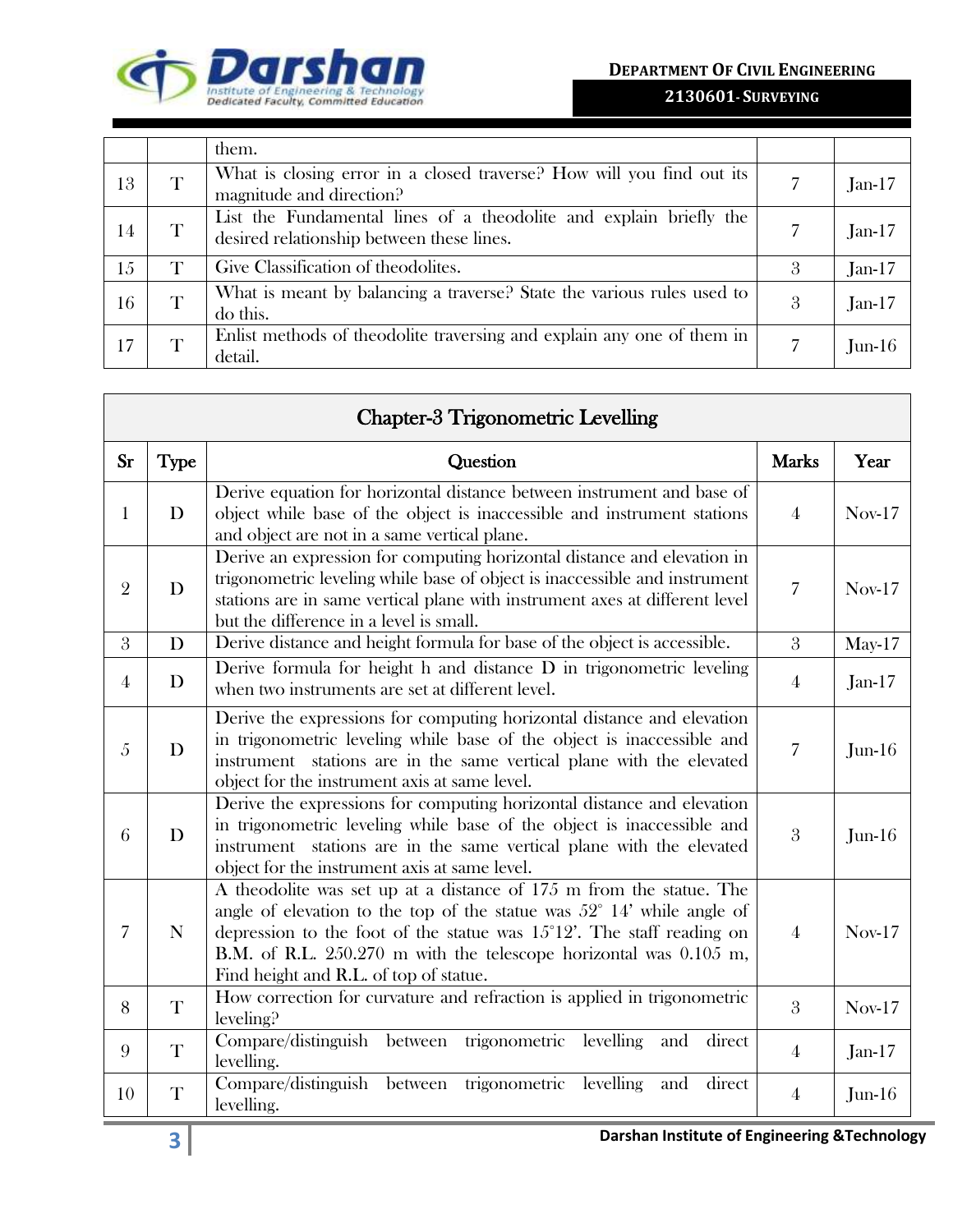|  |  | them. |  |  |
|---|---|---|---|---|
| 13 | T | What is closing error in a closed traverse? How will you find out its magnitude and direction? | 7 | Jan-17 |
| 14 | T | List the Fundamental lines of a theodolite and explain briefly the desired relationship between these lines. | 7 | Jan-17 |
| 15 | T | Give Classification of theodolites. | 3 | Jan-17 |
| 16 | T | What is meant by balancing a traverse? State the various rules used to do this. | 3 | Jan-17 |
| 17 | T | Enlist methods of theodolite traversing and explain any one of them in detail. | 7 | Jun-16 |

## Chapter-3 Trigonometric Levelling

| Sr | Type | Question | Marks | Year |
|---|---|---|---|---|
| 1 | D | Derive equation for horizontal distance between instrument and base of object while base of the object is inaccessible and instrument stations and object are not in a same vertical plane. | 4 | Nov-17 |
| 2 | D | Derive an expression for computing horizontal distance and elevation in trigonometric leveling while base of object is inaccessible and instrument stations are in same vertical plane with instrument axes at different level but the difference in a level is small. | 7 | Nov-17 |
| 3 | D | Derive distance and height formula for base of the object is accessible. | 3 | May-17 |
| 4 | D | Derive formula for height h and distance D in trigonometric leveling when two instruments are set at different level. | 4 | Jan-17 |
| 5 | D | Derive the expressions for computing horizontal distance and elevation in trigonometric leveling while base of the object is inaccessible and instrument stations are in the same vertical plane with the elevated object for the instrument axis at same level. | 7 | Jun-16 |
| 6 | D | Derive the expressions for computing horizontal distance and elevation in trigonometric leveling while base of the object is inaccessible and instrument stations are in the same vertical plane with the elevated object for the instrument axis at same level. | 3 | Jun-16 |
| 7 | N | A theodolite was set up at a distance of 175 m from the statue. The angle of elevation to the top of the statue was 52° 14' while angle of depression to the foot of the statue was 15°12'. The staff reading on B.M. of R.L. 250.270 m with the telescope horizontal was 0.105 m, Find height and R.L. of top of statue. | 4 | Nov-17 |
| 8 | T | How correction for curvature and refraction is applied in trigonometric leveling? | 3 | Nov-17 |
| 9 | T | Compare/distinguish between trigonometric levelling and direct levelling. | 4 | Jan-17 |
| 10 | T | Compare/distinguish between trigonometric levelling and direct levelling. | 4 | Jun-16 |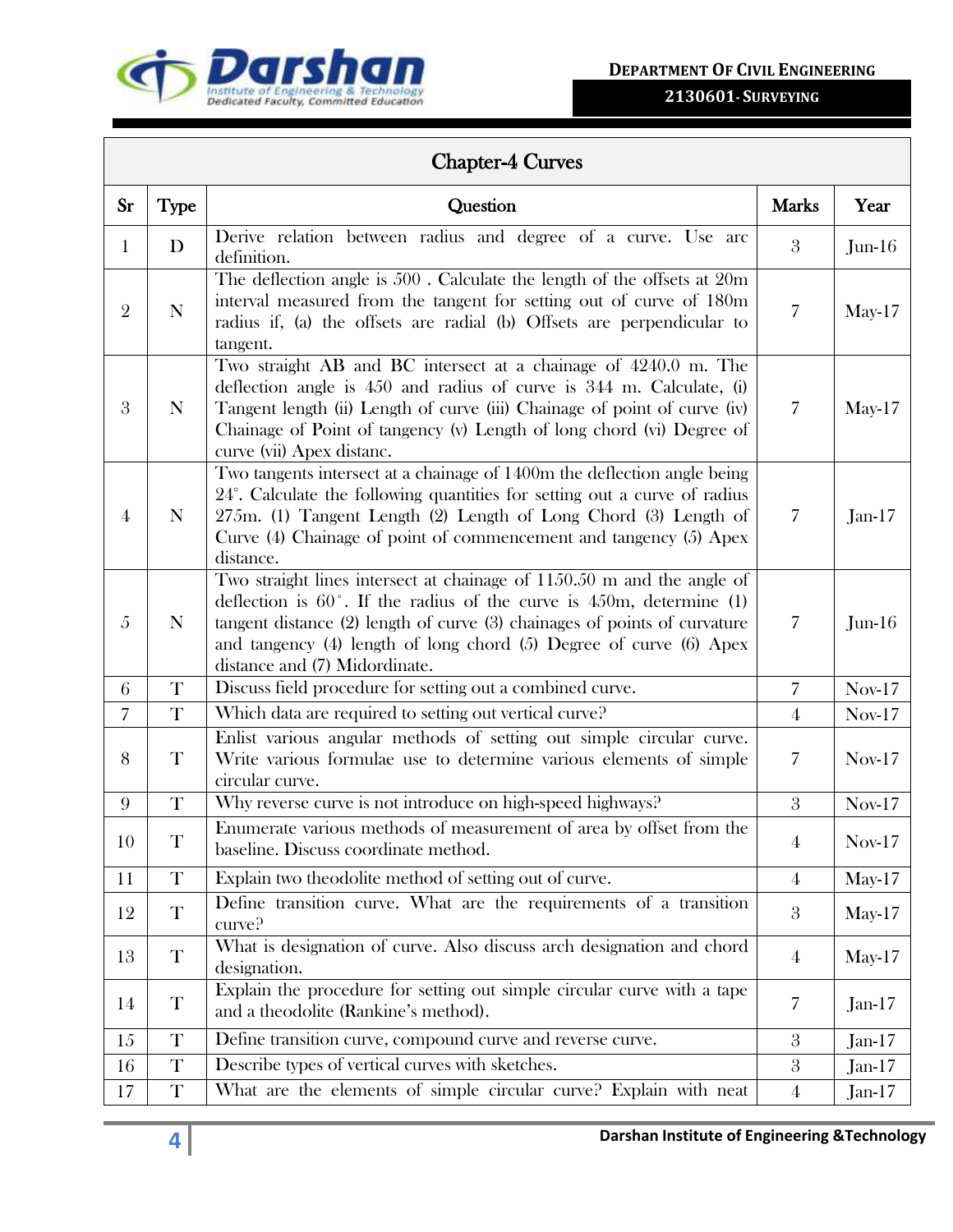## Chapter-4 Curves

| Sr | Type | Question | Marks | Year |
|---|---|---|---|---|
| 1 | D | Derive relation between radius and degree of a curve. Use arc definition. | 3 | Jun-16 |
| 2 | N | The deflection angle is 500 . Calculate the length of the offsets at 20m interval measured from the tangent for setting out of curve of 180m radius if, (a) the offsets are radial (b) Offsets are perpendicular to tangent. | 7 | May-17 |
| 3 | N | Two straight AB and BC intersect at a chainage of 4240.0 m. The deflection angle is 450 and radius of curve is 344 m. Calculate, (i) Tangent length (ii) Length of curve (iii) Chainage of point of curve (iv) Chainage of Point of tangency (v) Length of long chord (vi) Degree of curve (vii) Apex distanc. | 7 | May-17 |
| 4 | N | Two tangents intersect at a chainage of 1400m the deflection angle being 24°. Calculate the following quantities for setting out a curve of radius 275m. (1) Tangent Length (2) Length of Long Chord (3) Length of Curve (4) Chainage of point of commencement and tangency (5) Apex distance. | 7 | Jan-17 |
| 5 | N | Two straight lines intersect at chainage of 1150.50 m and the angle of deflection is 60°. If the radius of the curve is 450m, determine (1) tangent distance (2) length of curve (3) chainages of points of curvature and tangency (4) length of long chord (5) Degree of curve (6) Apex distance and (7) Midordinate. | 7 | Jun-16 |
| 6 | T | Discuss field procedure for setting out a combined curve. | 7 | Nov-17 |
| 7 | T | Which data are required to setting out vertical curve? | 4 | Nov-17 |
| 8 | T | Enlist various angular methods of setting out simple circular curve. Write various formulae use to determine various elements of simple circular curve. | 7 | Nov-17 |
| 9 | T | Why reverse curve is not introduce on high-speed highways? | 3 | Nov-17 |
| 10 | T | Enumerate various methods of measurement of area by offset from the baseline. Discuss coordinate method. | 4 | Nov-17 |
| 11 | T | Explain two theodolite method of setting out of curve. | 4 | May-17 |
| 12 | T | Define transition curve. What are the requirements of a transition curve? | 3 | May-17 |
| 13 | T | What is designation of curve. Also discuss arch designation and chord designation. | 4 | May-17 |
| 14 | T | Explain the procedure for setting out simple circular curve with a tape and a theodolite (Rankine's method). | 7 | Jan-17 |
| 15 | T | Define transition curve, compound curve and reverse curve. | 3 | Jan-17 |
| 16 | T | Describe types of vertical curves with sketches. | 3 | Jan-17 |
| 17 | T | What are the elements of simple circular curve? Explain with neat | 4 | Jan-17 |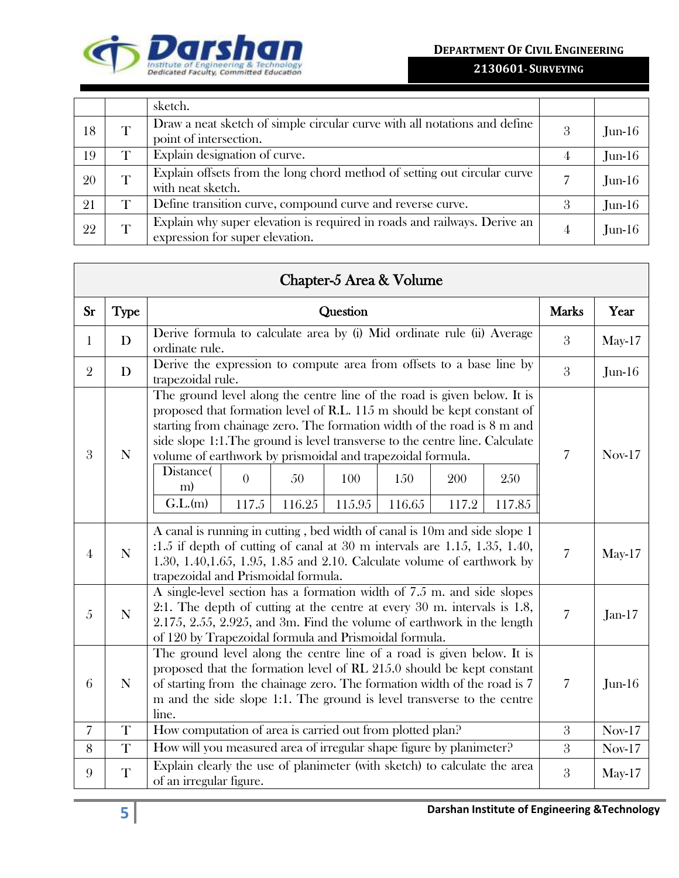| | | sketch. | | |
|---|---|---|---|---|
| 18 | T | Draw a neat sketch of simple circular curve with all notations and define point of intersection. | 3 | Jun-16 |
| 19 | T | Explain designation of curve. | 4 | Jun-16 |
| 20 | T | Explain offsets from the long chord method of setting out circular curve with neat sketch. | 7 | Jun-16 |
| 21 | T | Define transition curve, compound curve and reverse curve. | 3 | Jun-16 |
| 22 | T | Explain why super elevation is required in roads and railways. Derive an expression for super elevation. | 4 | Jun-16 |

## Chapter-5 Area & Volume

| Sr | Type | Question | Marks | Year |
|---|---|---|---|---|
| 1 | D | Derive formula to calculate area by (i) Mid ordinate rule (ii) Average ordinate rule. | 3 | May-17 |
| 2 | D | Derive the expression to compute area from offsets to a base line by trapezoidal rule. | 3 | Jun-16 |
| 3 | N | The ground level along the centre line of the road is given below. It is proposed that formation level of R.L. 115 m should be kept constant of starting from chainage zero. The formation width of the road is 8 m and side slope 1:1.The ground is level transverse to the centre line. Calculate volume of earthwork by prismoidal and trapezoidal formula.<br>Distance(m): 0, 50, 100, 150, 200, 250<br>G.L.(m): 117.5, 116.25, 115.95, 116.65, 117.2, 117.85 | 7 | Nov-17 |
| 4 | N | A canal is running in cutting , bed width of canal is 10m and side slope 1 :1.5 if depth of cutting of canal at 30 m intervals are 1.15, 1.35, 1.40, 1.30, 1.40,1.65, 1.95, 1.85 and 2.10. Calculate volume of earthwork by trapezoidal and Prismoidal formula. | 7 | May-17 |
| 5 | N | A single-level section has a formation width of 7.5 m. and side slopes 2:1. The depth of cutting at the centre at every 30 m. intervals is 1.8, 2.175, 2.55, 2.925, and 3m. Find the volume of earthwork in the length of 120 by Trapezoidal formula and Prismoidal formula. | 7 | Jan-17 |
| 6 | N | The ground level along the centre line of a road is given below. It is proposed that the formation level of RL 215.0 should be kept constant of starting from the chainage zero. The formation width of the road is 7 m and the side slope 1:1. The ground is level transverse to the centre line. | 7 | Jun-16 |
| 7 | T | How computation of area is carried out from plotted plan? | 3 | Nov-17 |
| 8 | T | How will you measured area of irregular shape figure by planimeter? | 3 | Nov-17 |
| 9 | T | Explain clearly the use of planimeter (with sketch) to calculate the area of an irregular figure. | 3 | May-17 |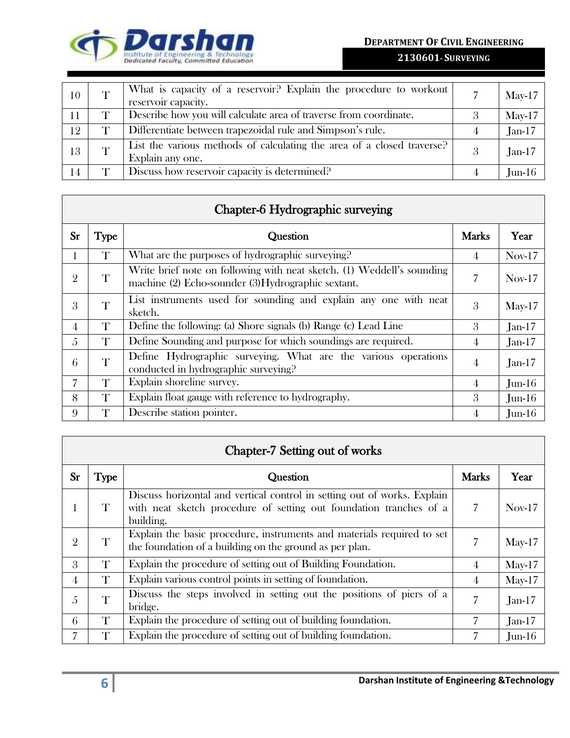| | | | | |
|---|---|---|---|---|
| 10 | T | What is capacity of a reservoir? Explain the procedure to workout reservoir capacity. | 7 | May-17 |
| 11 | T | Describe how you will calculate area of traverse from coordinate. | 3 | May-17 |
| 12 | T | Differentiate between trapezoidal rule and Simpson's rule. | 4 | Jan-17 |
| 13 | T | List the various methods of calculating the area of a closed traverse? Explain any one. | 3 | Jan-17 |
| 14 | T | Discuss how reservoir capacity is determined? | 4 | Jun-16 |

## Chapter-6 Hydrographic surveying

| Sr | Type | Question | Marks | Year |
|---|---|---|---|---|
| 1 | T | What are the purposes of hydrographic surveying? | 4 | Nov-17 |
| 2 | T | Write brief note on following with neat sketch. (1) Weddell's sounding machine (2) Echo-sounder (3)Hydrographic sextant. | 7 | Nov-17 |
| 3 | T | List instruments used for sounding and explain any one with neat sketch. | 3 | May-17 |
| 4 | T | Define the following: (a) Shore signals (b) Range (c) Lead Line | 3 | Jan-17 |
| 5 | T | Define Sounding and purpose for which soundings are required. | 4 | Jan-17 |
| 6 | T | Define Hydrographic surveying. What are the various operations conducted in hydrographic surveying? | 4 | Jan-17 |
| 7 | T | Explain shoreline survey. | 4 | Jun-16 |
| 8 | T | Explain float gauge with reference to hydrography. | 3 | Jun-16 |
| 9 | T | Describe station pointer. | 4 | Jun-16 |

## Chapter-7 Setting out of works

| Sr | Type | Question | Marks | Year |
|---|---|---|---|---|
| 1 | T | Discuss horizontal and vertical control in setting out of works. Explain with neat sketch procedure of setting out foundation tranches of a building. | 7 | Nov-17 |
| 2 | T | Explain the basic procedure, instruments and materials required to set the foundation of a building on the ground as per plan. | 7 | May-17 |
| 3 | T | Explain the procedure of setting out of Building Foundation. | 4 | May-17 |
| 4 | T | Explain various control points in setting of foundation. | 4 | May-17 |
| 5 | T | Discuss the steps involved in setting out the positions of piers of a bridge. | 7 | Jan-17 |
| 6 | T | Explain the procedure of setting out of building foundation. | 7 | Jan-17 |
| 7 | T | Explain the procedure of setting out of building foundation. | 7 | Jun-16 |